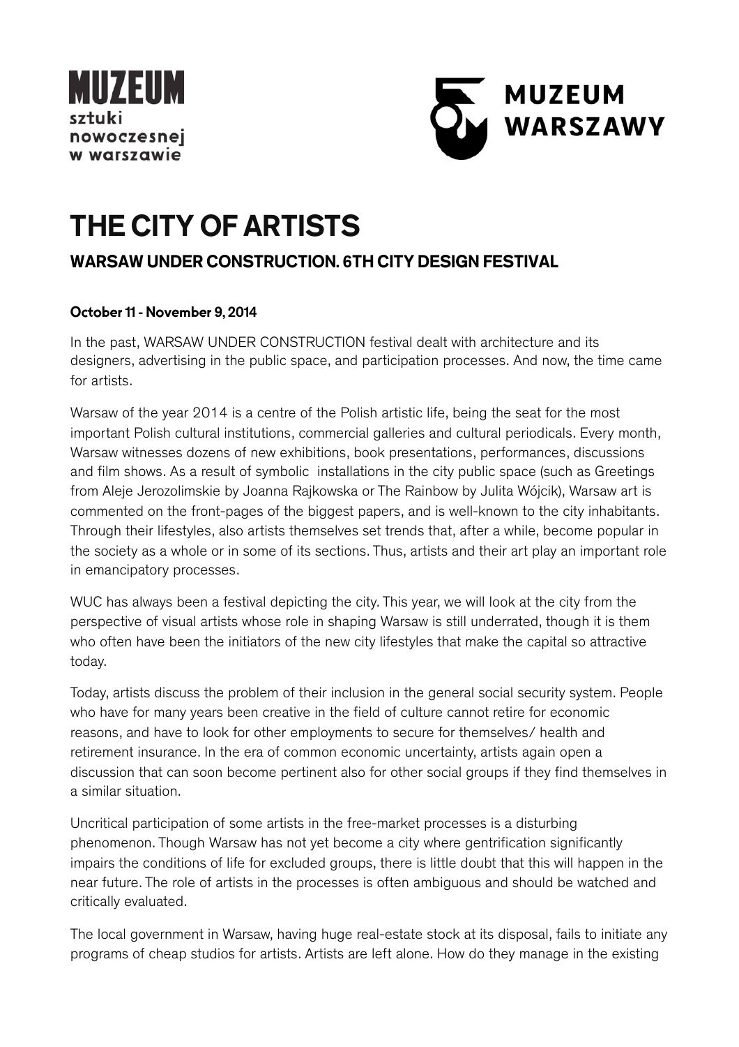MUZEUM
sztuki
nowoczesnej
w warszawie

MUZEUM
WARSZAWY

# THE CITY OF ARTISTS

## WARSAW UNDER CONSTRUCTION. 6TH CITY DESIGN FESTIVAL

**October 11 - November 9, 2014**

In the past, WARSAW UNDER CONSTRUCTION festival dealt with architecture and its designers, advertising in the public space, and participation processes. And now, the time came for artists.

Warsaw of the year 2014 is a centre of the Polish artistic life, being the seat for the most important Polish cultural institutions, commercial galleries and cultural periodicals. Every month, Warsaw witnesses dozens of new exhibitions, book presentations, performances, discussions and film shows. As a result of symbolic installations in the city public space (such as Greetings from Aleje Jerozolimskie by Joanna Rajkowska or The Rainbow by Julita Wójcik), Warsaw art is commented on the front-pages of the biggest papers, and is well-known to the city inhabitants. Through their lifestyles, also artists themselves set trends that, after a while, become popular in the society as a whole or in some of its sections. Thus, artists and their art play an important role in emancipatory processes.

WUC has always been a festival depicting the city. This year, we will look at the city from the perspective of visual artists whose role in shaping Warsaw is still underrated, though it is them who often have been the initiators of the new city lifestyles that make the capital so attractive today.

Today, artists discuss the problem of their inclusion in the general social security system. People who have for many years been creative in the field of culture cannot retire for economic reasons, and have to look for other employments to secure for themselves/ health and retirement insurance. In the era of common economic uncertainty, artists again open a discussion that can soon become pertinent also for other social groups if they find themselves in a similar situation.

Uncritical participation of some artists in the free-market processes is a disturbing phenomenon. Though Warsaw has not yet become a city where gentrification significantly impairs the conditions of life for excluded groups, there is little doubt that this will happen in the near future. The role of artists in the processes is often ambiguous and should be watched and critically evaluated.

The local government in Warsaw, having huge real-estate stock at its disposal, fails to initiate any programs of cheap studios for artists. Artists are left alone. How do they manage in the existing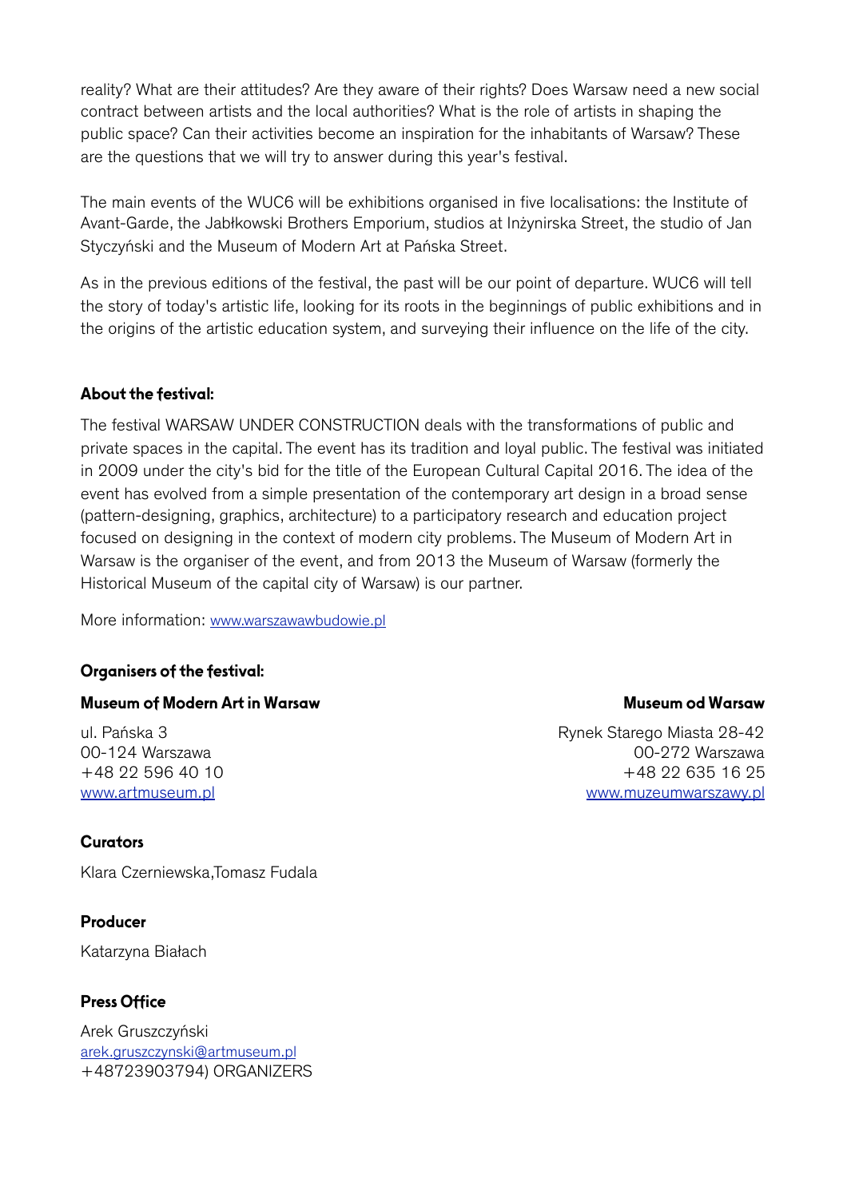reality? What are their attitudes? Are they aware of their rights? Does Warsaw need a new social contract between artists and the local authorities? What is the role of artists in shaping the public space? Can their activities become an inspiration for the inhabitants of Warsaw? These are the questions that we will try to answer during this year's festival.

The main events of the WUC6 will be exhibitions organised in five localisations: the Institute of Avant-Garde, the Jabłkowski Brothers Emporium, studios at Inżynirska Street, the studio of Jan Styczyński and the Museum of Modern Art at Pańska Street.

As in the previous editions of the festival, the past will be our point of departure. WUC6 will tell the story of today's artistic life, looking for its roots in the beginnings of public exhibitions and in the origins of the artistic education system, and surveying their influence on the life of the city.

**About the festival:**

The festival WARSAW UNDER CONSTRUCTION deals with the transformations of public and private spaces in the capital. The event has its tradition and loyal public. The festival was initiated in 2009 under the city's bid for the title of the European Cultural Capital 2016. The idea of the event has evolved from a simple presentation of the contemporary art design in a broad sense (pattern-designing, graphics, architecture) to a participatory research and education project focused on designing in the context of modern city problems. The Museum of Modern Art in Warsaw is the organiser of the event, and from 2013 the Museum of Warsaw (formerly the Historical Museum of the capital city of Warsaw) is our partner.

More information: www.warszawawbudowie.pl

**Organisers of the festival:**

**Museum of Modern Art in Warsaw**

ul. Pańska 3
00-124 Warszawa
+48 22 596 40 10
www.artmuseum.pl

**Museum od Warsaw**

Rynek Starego Miasta 28-42
00-272 Warszawa
+48 22 635 16 25
www.muzeumwarszawy.pl

**Curators**

Klara Czerniewska,Tomasz Fudala

**Producer**

Katarzyna Białach

**Press Office**

Arek Gruszczyński
arek.gruszczynski@artmuseum.pl
+48723903794) ORGANIZERS